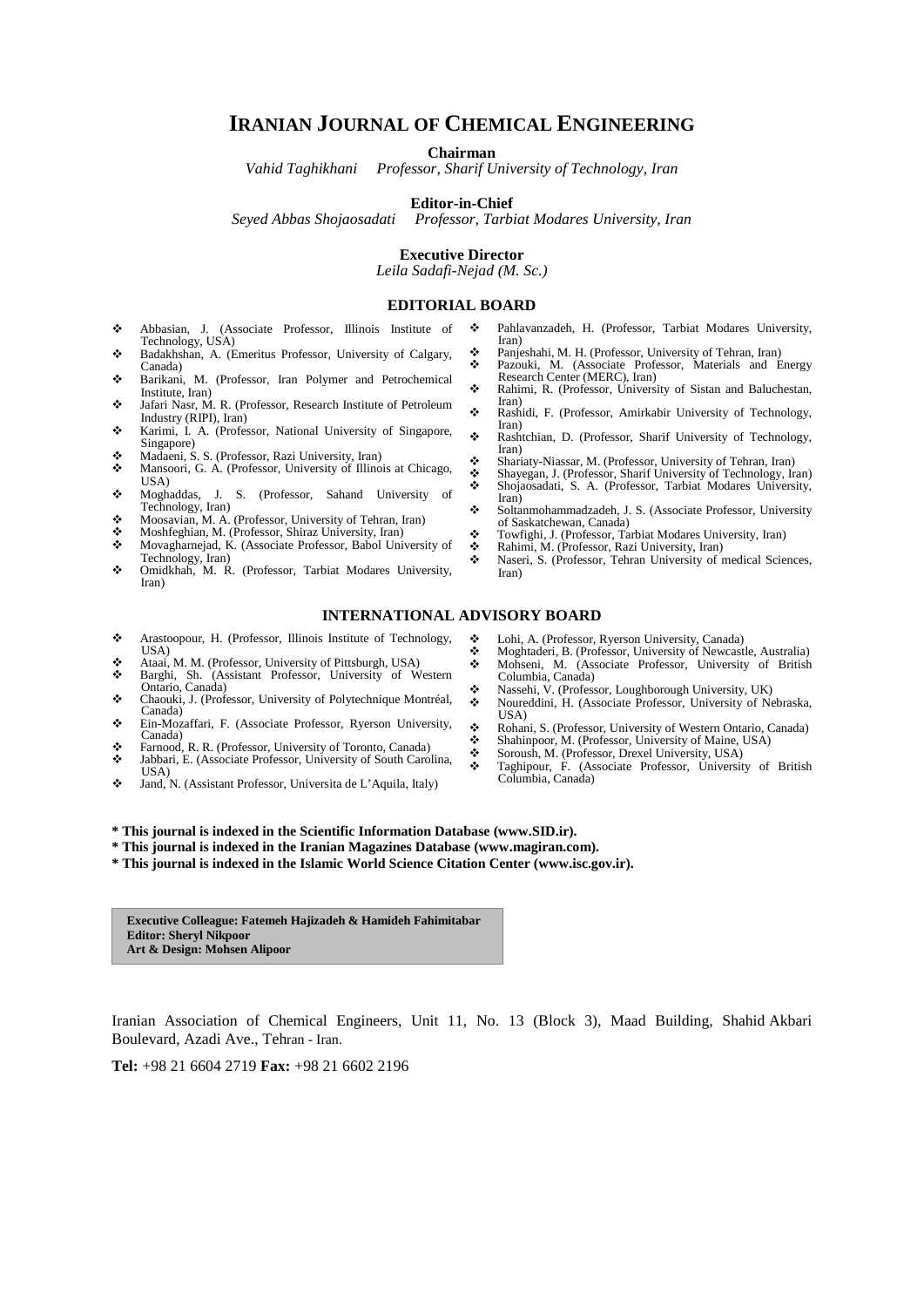# IRANIAN JOURNAL OF CHEMICAL ENGINEERING

**Chairman**

*Vahid Taghikhani Professor, Sharif University of Technology, Iran*

**Editor-in-Chief**

*Seyed Abbas Shojaosadati Professor, Tarbiat Modares University, Iran*

**Executive Director**

*Leila Sadafi-Nejad (M. Sc.)*

## EDITORIAL BOARD

- Abbasian, J. (Associate Professor, Illinois Institute of Technology, USA)
- Badakhshan, A. (Emeritus Professor, University of Calgary, Canada)
- Barikani, M. (Professor, Iran Polymer and Petrochemical Institute, Iran)
- Jafari Nasr, M. R. (Professor, Research Institute of Petroleum Industry (RIPI), Iran)
- Karimi, I. A. (Professor, National University of Singapore, Singapore)
- Madaeni, S. S. (Professor, Razi University, Iran)
- Mansoori, G. A. (Professor, University of Illinois at Chicago, USA)
- Moghaddas, J. S. (Professor, Sahand University of Technology, Iran)
- Moosavian, M. A. (Professor, University of Tehran, Iran)
- Moshfeghian, M. (Professor, Shiraz University, Iran)
- Movagharnejad, K. (Associate Professor, Babol University of Technology, Iran)
- Omidkhah, M. R. (Professor, Tarbiat Modares University, Iran)
- Pahlavanzadeh, H. (Professor, Tarbiat Modares University, Iran)
- Panjeshahi, M. H. (Professor, University of Tehran, Iran)
- Pazouki, M. (Associate Professor, Materials and Energy Research Center (MERC), Iran)
- Rahimi, R. (Professor, University of Sistan and Baluchestan, Iran)
- Rashidi, F. (Professor, Amirkabir University of Technology, Iran)
- Rashtchian, D. (Professor, Sharif University of Technology, Iran)
- Shariaty-Niassar, M. (Professor, University of Tehran, Iran)
- Shayegan, J. (Professor, Sharif University of Technology, Iran)
- Shojaosadati, S. A. (Professor, Tarbiat Modares University, Iran)
- Soltanmohammadzadeh, J. S. (Associate Professor, University of Saskatchewan, Canada)
- Towfighi, J. (Professor, Tarbiat Modares University, Iran)
- Rahimi, M. (Professor, Razi University, Iran)
- Naseri, S. (Professor, Tehran University of medical Sciences, Iran)

## INTERNATIONAL ADVISORY BOARD

- Arastoopour, H. (Professor, Illinois Institute of Technology, USA)
- Ataai, M. M. (Professor, University of Pittsburgh, USA)
- Barghi, Sh. (Assistant Professor, University of Western Ontario, Canada)
- Chaouki, J. (Professor, University of Polytechnique Montréal, Canada)
- Ein-Mozaffari, F. (Associate Professor, Ryerson University, Canada)
- Farnood, R. R. (Professor, University of Toronto, Canada)
- Jabbari, E. (Associate Professor, University of South Carolina, USA)
- Jand, N. (Assistant Professor, Universita de L'Aquila, Italy)
- Lohi, A. (Professor, Ryerson University, Canada)
- Moghtaderi, B. (Professor, University of Newcastle, Australia)
- Mohseni, M. (Associate Professor, University of British Columbia, Canada)
- Nassehi, V. (Professor, Loughborough University, UK)
- Noureddini, H. (Associate Professor, University of Nebraska, USA)
- Rohani, S. (Professor, University of Western Ontario, Canada)
- Shahinpoor, M. (Professor, University of Maine, USA)
- Soroush, M. (Professor, Drexel University, USA)
- Taghipour, F. (Associate Professor, University of British Columbia, Canada)

**\* This journal is indexed in the Scientific Information Database (www.SID.ir).**
**\* This journal is indexed in the Iranian Magazines Database (www.magiran.com).**
**\* This journal is indexed in the Islamic World Science Citation Center (www.isc.gov.ir).**

**Executive Colleague: Fatemeh Hajizadeh & Hamideh Fahimitabar**
**Editor: Sheryl Nikpoor**
**Art & Design: Mohsen Alipoor**

Iranian Association of Chemical Engineers, Unit 11, No. 13 (Block 3), Maad Building, Shahid Akbari Boulevard, Azadi Ave., Tehran - Iran.

**Tel:** +98 21 6604 2719 **Fax:** +98 21 6602 2196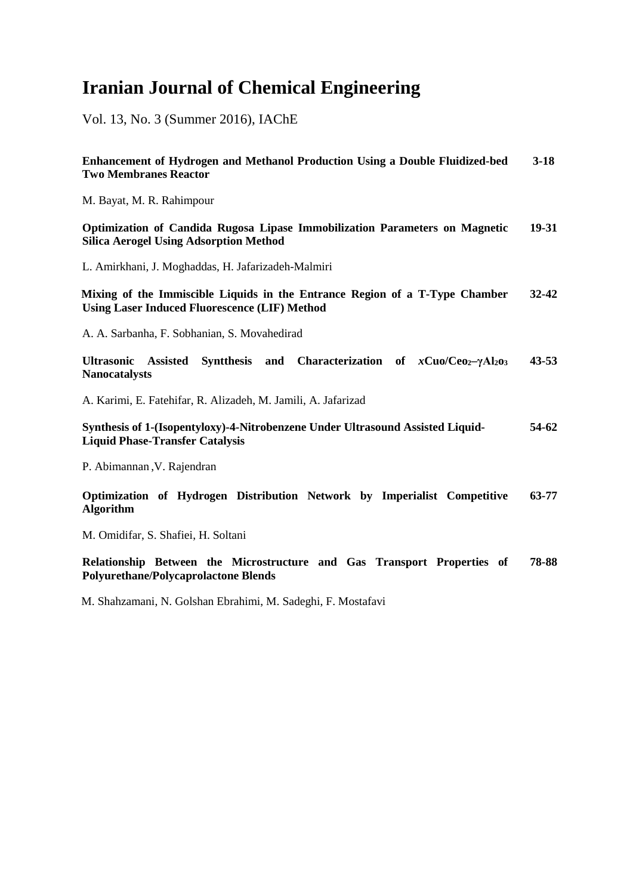# Iranian Journal of Chemical Engineering

Vol. 13, No. 3 (Summer 2016), IAChE

**Enhancement of Hydrogen and Methanol Production Using a Double Fluidized-bed Two Membranes Reactor** **3-18**

M. Bayat, M. R. Rahimpour

**Optimization of Candida Rugosa Lipase Immobilization Parameters on Magnetic Silica Aerogel Using Adsorption Method** **19-31**

L. Amirkhani, J. Moghaddas, H. Jafarizadeh-Malmiri

**Mixing of the Immiscible Liquids in the Entrance Region of a T-Type Chamber Using Laser Induced Fluorescence (LIF) Method** **32-42**

A. A. Sarbanha, F. Sobhanian, S. Movahedirad

**Ultrasonic Assisted Syntthesis and Characterization of *x*Cuo/$Ceo_2$–γ$Al_2o_3$ Nanocatalysts** **43-53**

A. Karimi, E. Fatehifar, R. Alizadeh, M. Jamili, A. Jafarizad

**Synthesis of 1-(Isopentyloxy)-4-Nitrobenzene Under Ultrasound Assisted Liquid-Liquid Phase-Transfer Catalysis** **54-62**

P. Abimannan ,V. Rajendran

**Optimization of Hydrogen Distribution Network by Imperialist Competitive Algorithm** **63-77**

M. Omidifar, S. Shafiei, H. Soltani

**Relationship Between the Microstructure and Gas Transport Properties of Polyurethane/Polycaprolactone Blends** **78-88**

M. Shahzamani, N. Golshan Ebrahimi, M. Sadeghi, F. Mostafavi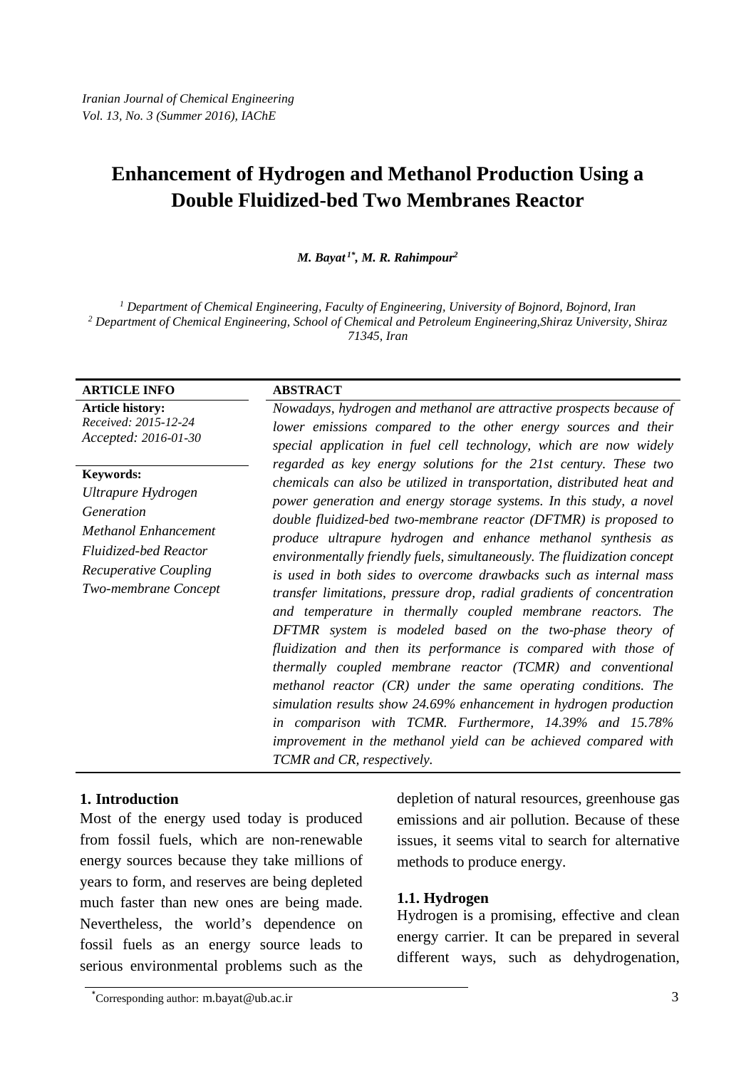# Enhancement of Hydrogen and Methanol Production Using a Double Fluidized-bed Two Membranes Reactor

***M. Bayat*** [1*]***, M. R. Rahimpour*** [2]

[1] *Department of Chemical Engineering, Faculty of Engineering, University of Bojnord, Bojnord, Iran*
[2] *Department of Chemical Engineering, School of Chemical and Petroleum Engineering, Shiraz University, Shiraz 71345, Iran*

**ARTICLE INFO**

**Article history:**
*Received: 2015-12-24*
*Accepted: 2016-01-30*

**Keywords:**
*Ultrapure Hydrogen Generation*
*Methanol Enhancement*
*Fluidized-bed Reactor*
*Recuperative Coupling*
*Two-membrane Concept*

**ABSTRACT**

*Nowadays, hydrogen and methanol are attractive prospects because of lower emissions compared to the other energy sources and their special application in fuel cell technology, which are now widely regarded as key energy solutions for the 21st century. These two chemicals can also be utilized in transportation, distributed heat and power generation and energy storage systems. In this study, a novel double fluidized-bed two-membrane reactor (DFTMR) is proposed to produce ultrapure hydrogen and enhance methanol synthesis as environmentally friendly fuels, simultaneously. The fluidization concept is used in both sides to overcome drawbacks such as internal mass transfer limitations, pressure drop, radial gradients of concentration and temperature in thermally coupled membrane reactors. The DFTMR system is modeled based on the two-phase theory of fluidization and then its performance is compared with those of thermally coupled membrane reactor (TCMR) and conventional methanol reactor (CR) under the same operating conditions. The simulation results show 24.69% enhancement in hydrogen production in comparison with TCMR. Furthermore, 14.39% and 15.78% improvement in the methanol yield can be achieved compared with TCMR and CR, respectively.*

## 1. Introduction

Most of the energy used today is produced from fossil fuels, which are non-renewable energy sources because they take millions of years to form, and reserves are being depleted much faster than new ones are being made. Nevertheless, the world's dependence on fossil fuels as an energy source leads to serious environmental problems such as the depletion of natural resources, greenhouse gas emissions and air pollution. Because of these issues, it seems vital to search for alternative methods to produce energy.

### 1.1. Hydrogen

Hydrogen is a promising, effective and clean energy carrier. It can be prepared in several different ways, such as dehydrogenation,

*Corresponding author: m.bayat@ub.ac.ir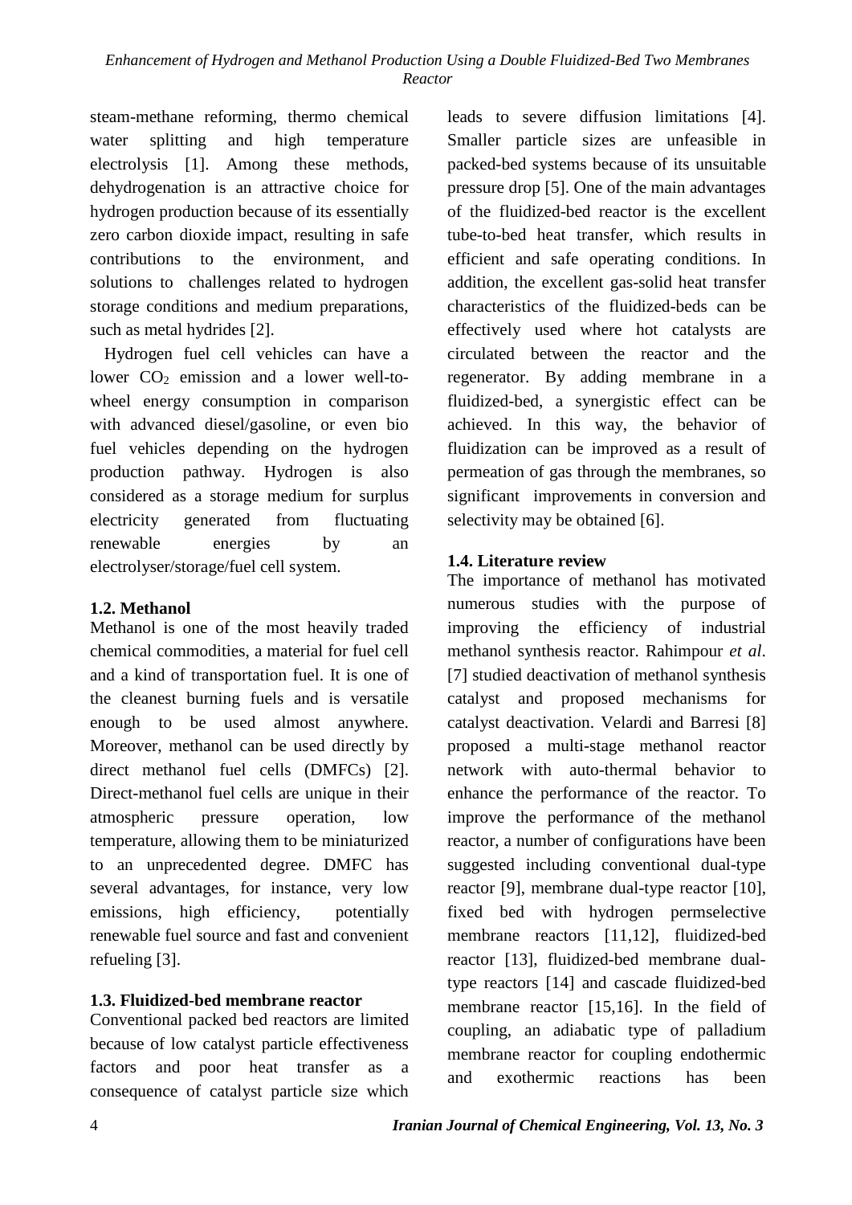steam-methane reforming, thermo chemical water splitting and high temperature electrolysis [1]. Among these methods, dehydrogenation is an attractive choice for hydrogen production because of its essentially zero carbon dioxide impact, resulting in safe contributions to the environment, and solutions to challenges related to hydrogen storage conditions and medium preparations, such as metal hydrides [2].

Hydrogen fuel cell vehicles can have a lower $CO_2$ emission and a lower well-to-wheel energy consumption in comparison with advanced diesel/gasoline, or even bio fuel vehicles depending on the hydrogen production pathway. Hydrogen is also considered as a storage medium for surplus electricity generated from fluctuating renewable energies by an electrolyser/storage/fuel cell system.

### 1.2. Methanol

Methanol is one of the most heavily traded chemical commodities, a material for fuel cell and a kind of transportation fuel. It is one of the cleanest burning fuels and is versatile enough to be used almost anywhere. Moreover, methanol can be used directly by direct methanol fuel cells (DMFCs) [2]. Direct-methanol fuel cells are unique in their atmospheric pressure operation, low temperature, allowing them to be miniaturized to an unprecedented degree. DMFC has several advantages, for instance, very low emissions, high efficiency, potentially renewable fuel source and fast and convenient refueling [3].

### 1.3. Fluidized-bed membrane reactor

Conventional packed bed reactors are limited because of low catalyst particle effectiveness factors and poor heat transfer as a consequence of catalyst particle size which leads to severe diffusion limitations [4]. Smaller particle sizes are unfeasible in packed-bed systems because of its unsuitable pressure drop [5]. One of the main advantages of the fluidized-bed reactor is the excellent tube-to-bed heat transfer, which results in efficient and safe operating conditions. In addition, the excellent gas-solid heat transfer characteristics of the fluidized-beds can be effectively used where hot catalysts are circulated between the reactor and the regenerator. By adding membrane in a fluidized-bed, a synergistic effect can be achieved. In this way, the behavior of fluidization can be improved as a result of permeation of gas through the membranes, so significant improvements in conversion and selectivity may be obtained [6].

### 1.4. Literature review

The importance of methanol has motivated numerous studies with the purpose of improving the efficiency of industrial methanol synthesis reactor. Rahimpour *et al*. [7] studied deactivation of methanol synthesis catalyst and proposed mechanisms for catalyst deactivation. Velardi and Barresi [8] proposed a multi-stage methanol reactor network with auto-thermal behavior to enhance the performance of the reactor. To improve the performance of the methanol reactor, a number of configurations have been suggested including conventional dual-type reactor [9], membrane dual-type reactor [10], fixed bed with hydrogen permselective membrane reactors [11,12], fluidized-bed reactor [13], fluidized-bed membrane dual-type reactors [14] and cascade fluidized-bed membrane reactor [15,16]. In the field of coupling, an adiabatic type of palladium membrane reactor for coupling endothermic and exothermic reactions has been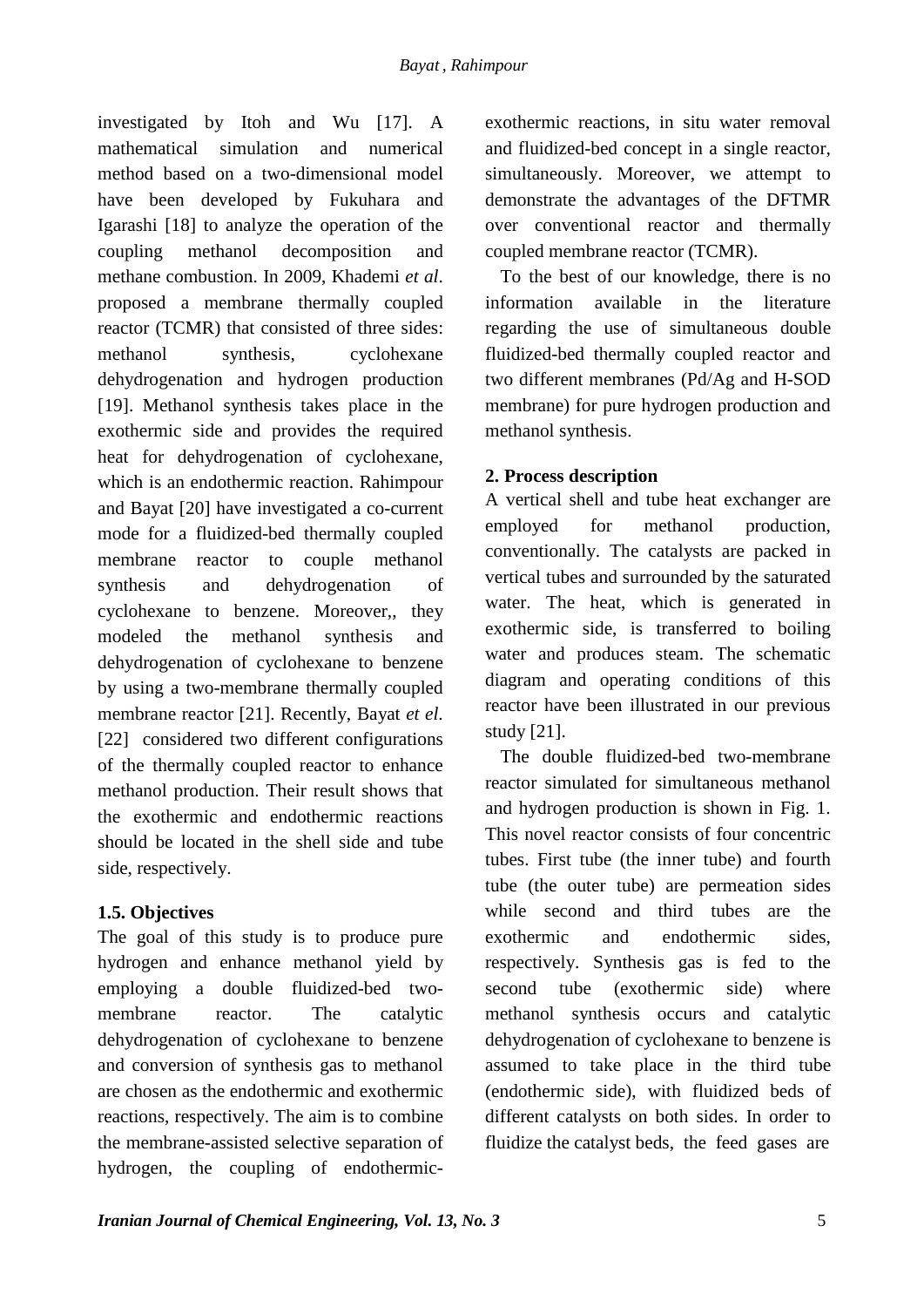investigated by Itoh and Wu [17]. A mathematical simulation and numerical method based on a two-dimensional model have been developed by Fukuhara and Igarashi [18] to analyze the operation of the coupling methanol decomposition and methane combustion. In 2009, Khademi *et al*. proposed a membrane thermally coupled reactor (TCMR) that consisted of three sides: methanol synthesis, cyclohexane dehydrogenation and hydrogen production [19]. Methanol synthesis takes place in the exothermic side and provides the required heat for dehydrogenation of cyclohexane, which is an endothermic reaction. Rahimpour and Bayat [20] have investigated a co-current mode for a fluidized-bed thermally coupled membrane reactor to couple methanol synthesis and dehydrogenation of cyclohexane to benzene. Moreover,, they modeled the methanol synthesis and dehydrogenation of cyclohexane to benzene by using a two-membrane thermally coupled membrane reactor [21]. Recently, Bayat *et el.* [22] considered two different configurations of the thermally coupled reactor to enhance methanol production. Their result shows that the exothermic and endothermic reactions should be located in the shell side and tube side, respectively.

### 1.5. Objectives

The goal of this study is to produce pure hydrogen and enhance methanol yield by employing a double fluidized-bed two-membrane reactor. The catalytic dehydrogenation of cyclohexane to benzene and conversion of synthesis gas to methanol are chosen as the endothermic and exothermic reactions, respectively. The aim is to combine the membrane-assisted selective separation of hydrogen, the coupling of endothermic-exothermic reactions, in situ water removal and fluidized-bed concept in a single reactor, simultaneously. Moreover, we attempt to demonstrate the advantages of the DFTMR over conventional reactor and thermally coupled membrane reactor (TCMR).

To the best of our knowledge, there is no information available in the literature regarding the use of simultaneous double fluidized-bed thermally coupled reactor and two different membranes (Pd/Ag and H-SOD membrane) for pure hydrogen production and methanol synthesis.

## 2. Process description

A vertical shell and tube heat exchanger are employed for methanol production, conventionally. The catalysts are packed in vertical tubes and surrounded by the saturated water. The heat, which is generated in exothermic side, is transferred to boiling water and produces steam. The schematic diagram and operating conditions of this reactor have been illustrated in our previous study [21].

The double fluidized-bed two-membrane reactor simulated for simultaneous methanol and hydrogen production is shown in Fig. 1. This novel reactor consists of four concentric tubes. First tube (the inner tube) and fourth tube (the outer tube) are permeation sides while second and third tubes are the exothermic and endothermic sides, respectively. Synthesis gas is fed to the second tube (exothermic side) where methanol synthesis occurs and catalytic dehydrogenation of cyclohexane to benzene is assumed to take place in the third tube (endothermic side), with fluidized beds of different catalysts on both sides. In order to fluidize the catalyst beds, the feed gases are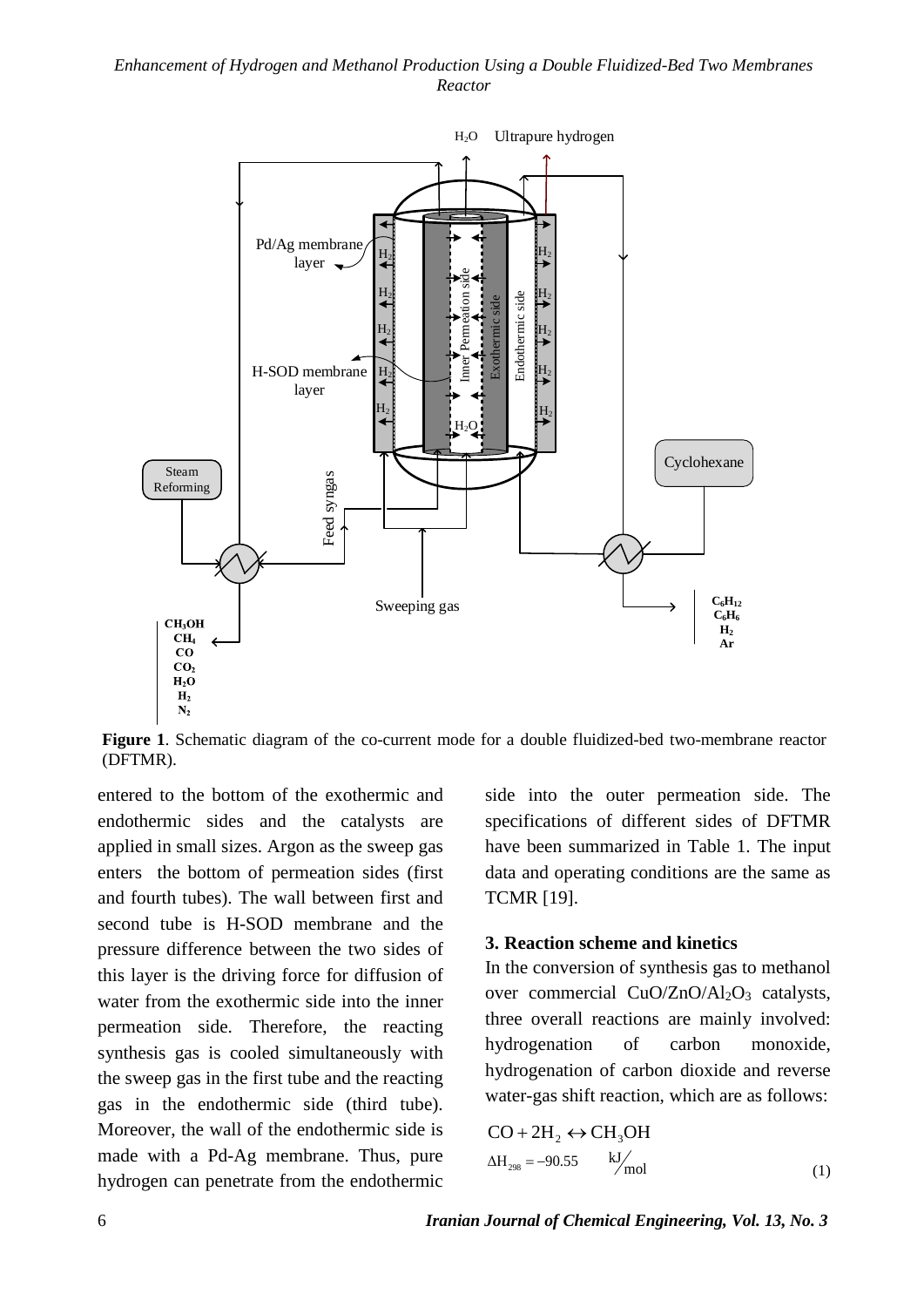**Figure 1**. Schematic diagram of the co-current mode for a double fluidized-bed two-membrane reactor (DFTMR).

entered to the bottom of the exothermic and endothermic sides and the catalysts are applied in small sizes. Argon as the sweep gas enters the bottom of permeation sides (first and fourth tubes). The wall between first and second tube is H-SOD membrane and the pressure difference between the two sides of this layer is the driving force for diffusion of water from the exothermic side into the inner permeation side. Therefore, the reacting synthesis gas is cooled simultaneously with the sweep gas in the first tube and the reacting gas in the endothermic side (third tube). Moreover, the wall of the endothermic side is made with a Pd-Ag membrane. Thus, pure hydrogen can penetrate from the endothermic side into the outer permeation side. The specifications of different sides of DFTMR have been summarized in Table 1. The input data and operating conditions are the same as TCMR [19].

### 3. Reaction scheme and kinetics

In the conversion of synthesis gas to methanol over commercial $CuO/ZnO/Al_2O_3$ catalysts, three overall reactions are mainly involved: hydrogenation of carbon monoxide, hydrogenation of carbon dioxide and reverse water-gas shift reaction, which are as follows:

$$CO + 2H_2 \leftrightarrow CH_3OH \qquad \Delta H_{298} = -90.55 \quad \mathrm{kJ/mol} \tag{1}$$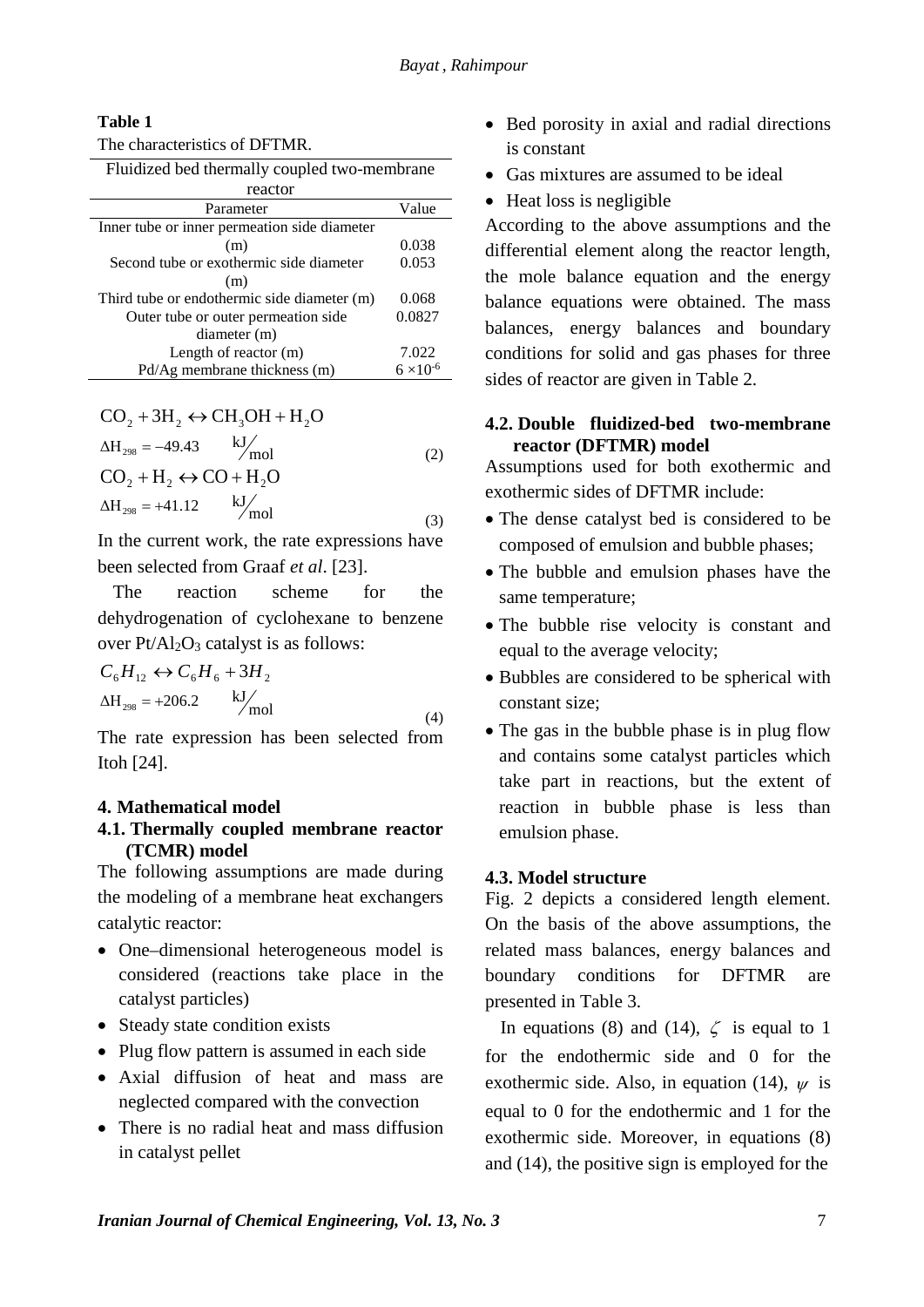**Table 1**

The characteristics of DFTMR.

| Fluidized bed thermally coupled two-membrane reactor | |
|---|---|
| Parameter | Value |
| Inner tube or inner permeation side diameter (m) | 0.038 |
| Second tube or exothermic side diameter (m) | 0.053 |
| Third tube or endothermic side diameter (m) | 0.068 |
| Outer tube or outer permeation side diameter (m) | 0.0827 |
| Length of reactor (m) | 7.022 |
| Pd/Ag membrane thickness (m) | $6 \times 10^{-6}$ |

$$CO_2 + 3H_2 \leftrightarrow CH_3OH + H_2O$$
$$\Delta H_{298} = -49.43 \quad kJ/mol \tag{2}$$
$$CO_2 + H_2 \leftrightarrow CO + H_2O$$
$$\Delta H_{298} = +41.12 \quad kJ/mol \tag{3}$$

In the current work, the rate expressions have been selected from Graaf *et al*. [23].

The reaction scheme for the dehydrogenation of cyclohexane to benzene over $Pt/Al_2O_3$ catalyst is as follows:

$$C_6H_{12} \leftrightarrow C_6H_6 + 3H_2$$
$$\Delta H_{298} = +206.2 \quad kJ/mol \tag{4}$$

The rate expression has been selected from Itoh [24].

## 4. Mathematical model

### 4.1. Thermally coupled membrane reactor (TCMR) model

The following assumptions are made during the modeling of a membrane heat exchangers catalytic reactor:

- One–dimensional heterogeneous model is considered (reactions take place in the catalyst particles)
- Steady state condition exists
- Plug flow pattern is assumed in each side
- Axial diffusion of heat and mass are neglected compared with the convection
- There is no radial heat and mass diffusion in catalyst pellet
- Bed porosity in axial and radial directions is constant
- Gas mixtures are assumed to be ideal
- Heat loss is negligible

According to the above assumptions and the differential element along the reactor length, the mole balance equation and the energy balance equations were obtained. The mass balances, energy balances and boundary conditions for solid and gas phases for three sides of reactor are given in Table 2.

### 4.2. Double fluidized-bed two-membrane reactor (DFTMR) model

Assumptions used for both exothermic and exothermic sides of DFTMR include:

- The dense catalyst bed is considered to be composed of emulsion and bubble phases;
- The bubble and emulsion phases have the same temperature;
- The bubble rise velocity is constant and equal to the average velocity;
- Bubbles are considered to be spherical with constant size;
- The gas in the bubble phase is in plug flow and contains some catalyst particles which take part in reactions, but the extent of reaction in bubble phase is less than emulsion phase.

### 4.3. Model structure

Fig. 2 depicts a considered length element. On the basis of the above assumptions, the related mass balances, energy balances and boundary conditions for DFTMR are presented in Table 3.

In equations (8) and (14), $\zeta$ is equal to 1 for the endothermic side and 0 for the exothermic side. Also, in equation (14), $\psi$ is equal to 0 for the endothermic and 1 for the exothermic side. Moreover, in equations (8) and (14), the positive sign is employed for the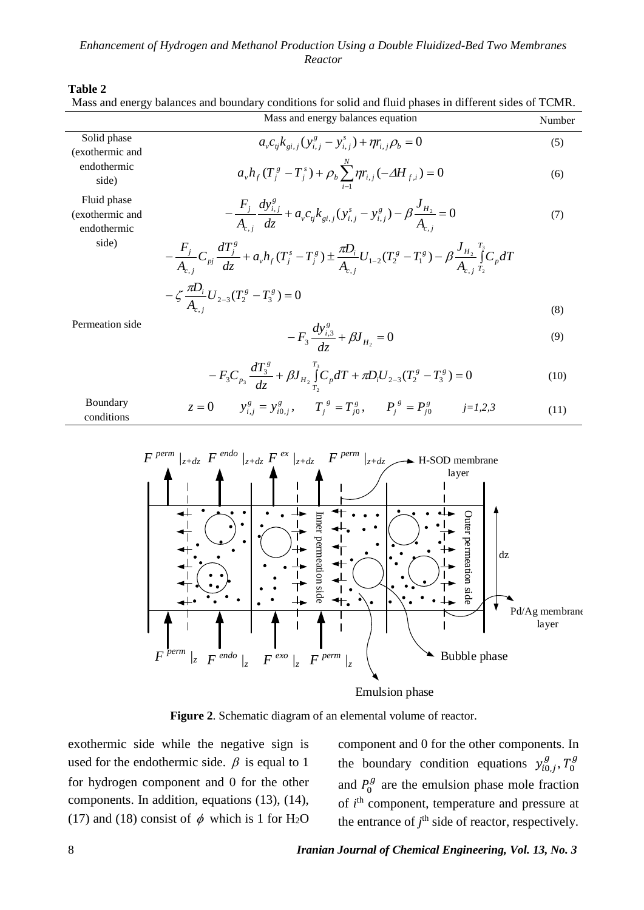**Table 2**

Mass and energy balances and boundary conditions for solid and fluid phases in different sides of TCMR.

| | Mass and energy balances equation | Number |
|---|---|---|
| Solid phase (exothermic and endothermic side) | $a_v c_{tj} k_{gi,j}(y^g_{i,j} - y^s_{i,j}) + \eta r_{i,j}\rho_b = 0$ | (5) |
| | $a_v h_f (T^g_j - T^s_j) + \rho_b \sum_{i-1}^{N} \eta r_{i,j}(-\Delta H_{f,i}) = 0$ | (6) |
| Fluid phase (exothermic and endothermic side) | $-\dfrac{F_j}{A_{c,j}}\dfrac{dy^g_{i,j}}{dz} + a_v c_{tj} k_{gi,j}(y^s_{i,j} - y^g_{i,j}) - \beta \dfrac{J_{H_2}}{A_{c,j}} = 0$ | (7) |
| | $-\dfrac{F_j}{A_{c,j}} C_{pj}\dfrac{dT^g_j}{dz} + a_v h_f (T^s_j - T^g_j) \pm \dfrac{\pi D_i}{A_{c,j}} U_{1-2}(T^g_2 - T^g_1) - \beta \dfrac{J_{H_2}}{A_{c,j}} \int_{T_2}^{T_3} C_p dT - \zeta \dfrac{\pi D_i}{A_{c,j}} U_{2-3}(T^g_2 - T^g_3) = 0$ | (8) |
| Permeation side | $-F_3 \dfrac{dy^g_{i,3}}{dz} + \beta J_{H_2} = 0$ | (9) |
| | $-F_3 C_{p_3}\dfrac{dT^g_3}{dz} + \beta J_{H_2}\int_{T_2}^{T_3} C_p dT + \pi D_i U_{2-3}(T^g_2 - T^g_3) = 0$ | (10) |
| Boundary conditions | $z = 0 \quad y^g_{i,j} = y^g_{i0,j}, \quad T^g_j = T^g_{j0}, \quad P^g_j = P^g_{j0} \quad j=1,2,3$ | (11) |

**Figure 2**. Schematic diagram of an elemental volume of reactor.

exothermic side while the negative sign is used for the endothermic side. $\beta$ is equal to 1 for hydrogen component and 0 for the other components. In addition, equations (13), (14), (17) and (18) consist of $\phi$ which is 1 for $H_2O$ component and 0 for the other components. In the boundary condition equations $y^g_{i0,j}, T^g_0$ and $P^g_0$ are the emulsion phase mole fraction of $i^{th}$ component, temperature and pressure at the entrance of $j^{th}$ side of reactor, respectively.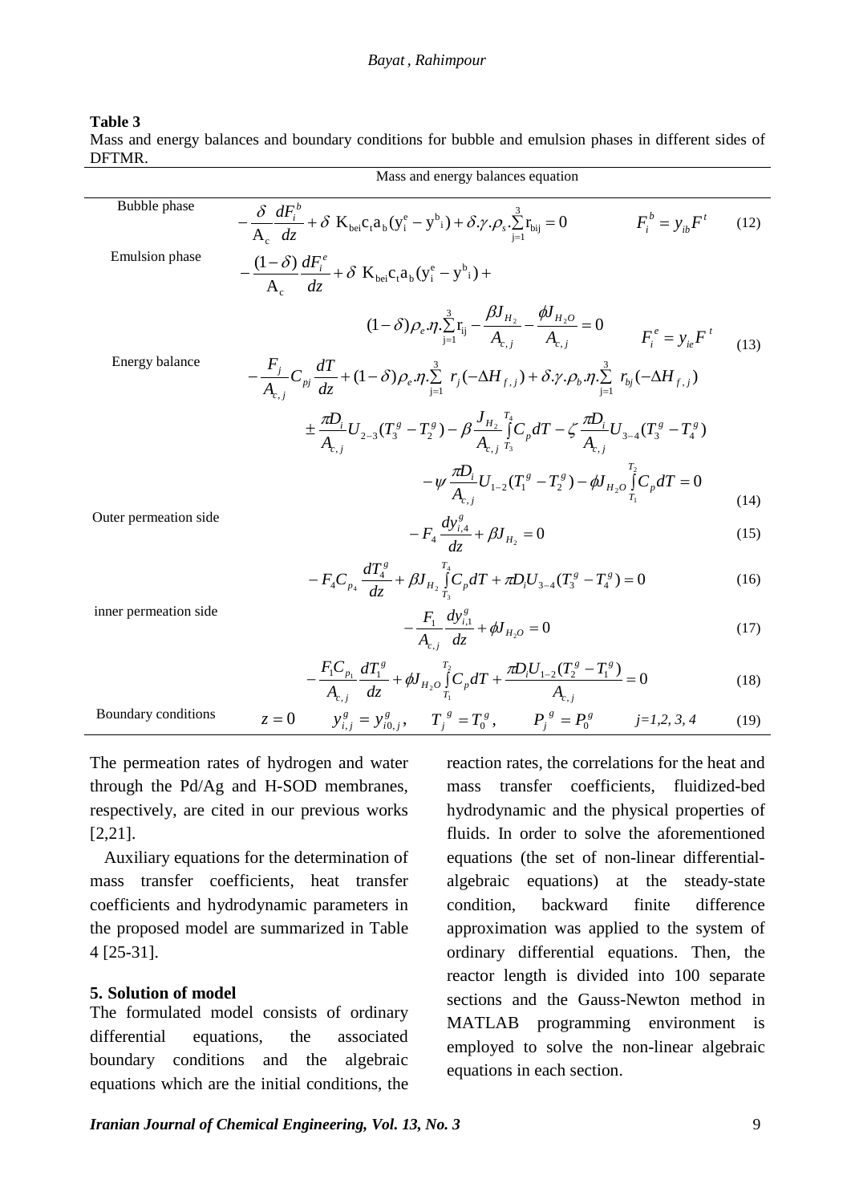**Table 3**
Mass and energy balances and boundary conditions for bubble and emulsion phases in different sides of DFTMR.

| | Mass and energy balances equation | |
|---|---|---|
| Bubble phase | $-\frac{\delta}{A_c}\frac{dF_i^b}{dz}+\delta\ K_{bei}c_t a_b(y_i^e-y_i^b)+\delta.\gamma.\rho_s.\sum_{j=1}^{3}r_{bij}=0 \qquad F_i^b=y_{ib}F^t$ | (12) |
| Emulsion phase | $-\frac{(1-\delta)}{A_c}\frac{dF_i^e}{dz}+\delta\ K_{bei}c_t a_b(y_i^e-y_i^b)+(1-\delta)\rho_e.\eta.\sum_{j=1}^{3}r_{ij}-\frac{\beta J_{H_2}}{A_{c,j}}-\frac{\phi J_{H_2O}}{A_{c,j}}=0 \qquad F_i^e=y_{ie}F^t$ | (13) |
| Energy balance | $-\frac{F_j}{A_{c,j}}C_{pj}\frac{dT}{dz}+(1-\delta)\rho_e.\eta.\sum_{j=1}^{3}r_j(-\Delta H_{f,j})+\delta.\gamma.\rho_b.\eta.\sum_{j=1}^{3}r_{bj}(-\Delta H_{f,j}) \pm\frac{\pi D_i}{A_{c,j}}U_{2-3}(T_3^g-T_2^g)-\beta\frac{J_{H_2}}{A_{c,j}}\int_{T_3}^{T_4}C_p dT-\zeta\frac{\pi D_i}{A_{c,j}}U_{3-4}(T_3^g-T_4^g) -\psi\frac{\pi D_i}{A_{c,j}}U_{1-2}(T_1^g-T_2^g)-\phi J_{H_2O}\int_{T_1}^{T_2}C_p dT=0$ | (14) |
| Outer permeation side | $-F_4\frac{dy_{i,4}^g}{dz}+\beta J_{H_2}=0$ | (15) |
| | $-F_4 C_{p_4}\frac{dT_4^g}{dz}+\beta J_{H_2}\int_{T_3}^{T_4}C_p dT+\pi D_i U_{3-4}(T_3^g-T_4^g)=0$ | (16) |
| inner permeation side | $-\frac{F_1}{A_{c,j}}\frac{dy_{i,1}^g}{dz}+\phi J_{H_2O}=0$ | (17) |
| | $-\frac{F_1 C_{p_1}}{A_{c,j}}\frac{dT_1^g}{dz}+\phi J_{H_2O}\int_{T_1}^{T_2}C_p dT+\frac{\pi D_i U_{1-2}(T_2^g-T_1^g)}{A_{c,j}}=0$ | (18) |
| Boundary conditions | $z=0 \qquad y_{i,j}^g=y_{i0,j}^g, \quad T_j^g=T_0^g, \quad P_j^g=P_0^g \qquad j=1,2,3,4$ | (19) |

The permeation rates of hydrogen and water through the Pd/Ag and H-SOD membranes, respectively, are cited in our previous works [2,21].

Auxiliary equations for the determination of mass transfer coefficients, heat transfer coefficients and hydrodynamic parameters in the proposed model are summarized in Table 4 [25-31].

## 5. Solution of model

The formulated model consists of ordinary differential equations, the associated boundary conditions and the algebraic equations which are the initial conditions, the reaction rates, the correlations for the heat and mass transfer coefficients, fluidized-bed hydrodynamic and the physical properties of fluids. In order to solve the aforementioned equations (the set of non-linear differential-algebraic equations) at the steady-state condition, backward finite difference approximation was applied to the system of ordinary differential equations. Then, the reactor length is divided into 100 separate sections and the Gauss-Newton method in MATLAB programming environment is employed to solve the non-linear algebraic equations in each section.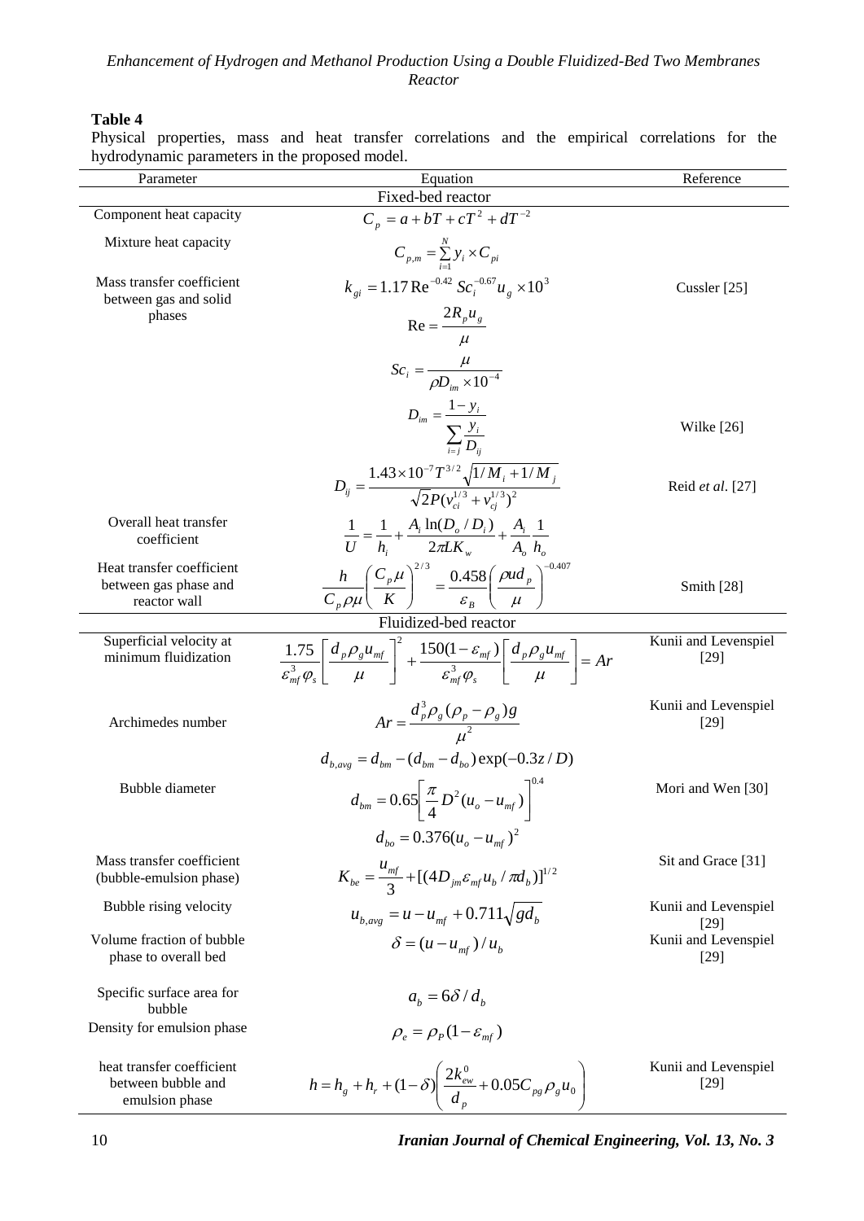**Table 4**

Physical properties, mass and heat transfer correlations and the empirical correlations for the hydrodynamic parameters in the proposed model.

| Parameter | Equation | Reference |
|---|---|---|
| **Fixed-bed reactor** | | |
| Component heat capacity | $C_p = a + bT + cT^2 + dT^{-2}$ | |
| Mixture heat capacity | $C_{p,m} = \sum_{i=1}^{N} y_i \times C_{pi}$ | |
| Mass transfer coefficient between gas and solid phases | $k_{gi} = 1.17\,\mathrm{Re}^{-0.42}\, Sc_i^{-0.67} u_g \times 10^3$ | Cussler [25] |
| | $\mathrm{Re} = \dfrac{2R_p u_g}{\mu}$ | |
| | $Sc_i = \dfrac{\mu}{\rho D_{im} \times 10^{-4}}$ | |
| | $D_{im} = \dfrac{1 - y_i}{\sum_{i=j} \dfrac{y_i}{D_{ij}}}$ | Wilke [26] |
| | $D_{ij} = \dfrac{1.43 \times 10^{-7} T^{3/2} \sqrt{1/M_i + 1/M_j}}{\sqrt{2}P(v_{ci}^{1/3} + v_{cj}^{1/3})^2}$ | Reid *et al*. [27] |
| Overall heat transfer coefficient | $\dfrac{1}{U} = \dfrac{1}{h_i} + \dfrac{A_i \ln(D_o / D_i)}{2\pi L K_w} + \dfrac{A_i}{A_o}\dfrac{1}{h_o}$ | |
| Heat transfer coefficient between gas phase and reactor wall | $\dfrac{h}{C_p \rho \mu}\left(\dfrac{C_p \mu}{K}\right)^{2/3} = \dfrac{0.458}{\varepsilon_B}\left(\dfrac{\rho u d_p}{\mu}\right)^{-0.407}$ | Smith [28] |
| **Fluidized-bed reactor** | | |
| Superficial velocity at minimum fluidization | $\dfrac{1.75}{\varepsilon_{mf}^3 \varphi_s}\left[\dfrac{d_p \rho_g u_{mf}}{\mu}\right]^2 + \dfrac{150(1-\varepsilon_{mf})}{\varepsilon_{mf}^3 \varphi_s}\left[\dfrac{d_p \rho_g u_{mf}}{\mu}\right] = Ar$ | Kunii and Levenspiel [29] |
| Archimedes number | $Ar = \dfrac{d_p^3 \rho_g (\rho_p - \rho_g) g}{\mu^2}$ | Kunii and Levenspiel [29] |
| Bubble diameter | $d_{b,avg} = d_{bm} - (d_{bm} - d_{bo})\exp(-0.3z/D)$ <br> $d_{bm} = 0.65\left[\dfrac{\pi}{4}D^2(u_o - u_{mf})\right]^{0.4}$ <br> $d_{bo} = 0.376(u_o - u_{mf})^2$ | Mori and Wen [30] |
| Mass transfer coefficient (bubble-emulsion phase) | $K_{be} = \dfrac{u_{mf}}{3} + [(4D_{jm}\varepsilon_{mf} u_b / \pi d_b)]^{1/2}$ | Sit and Grace [31] |
| Bubble rising velocity | $u_{b,avg} = u - u_{mf} + 0.711\sqrt{g d_b}$ | Kunii and Levenspiel [29] |
| Volume fraction of bubble phase to overall bed | $\delta = (u - u_{mf}) / u_b$ | Kunii and Levenspiel [29] |
| Specific surface area for bubble | $a_b = 6\delta / d_b$ | |
| Density for emulsion phase | $\rho_e = \rho_P (1 - \varepsilon_{mf})$ | |
| heat transfer coefficient between bubble and emulsion phase | $h = h_g + h_r + (1-\delta)\left(\dfrac{2k_{ew}^0}{d_p} + 0.05 C_{pg} \rho_g u_0\right)$ | Kunii and Levenspiel [29] |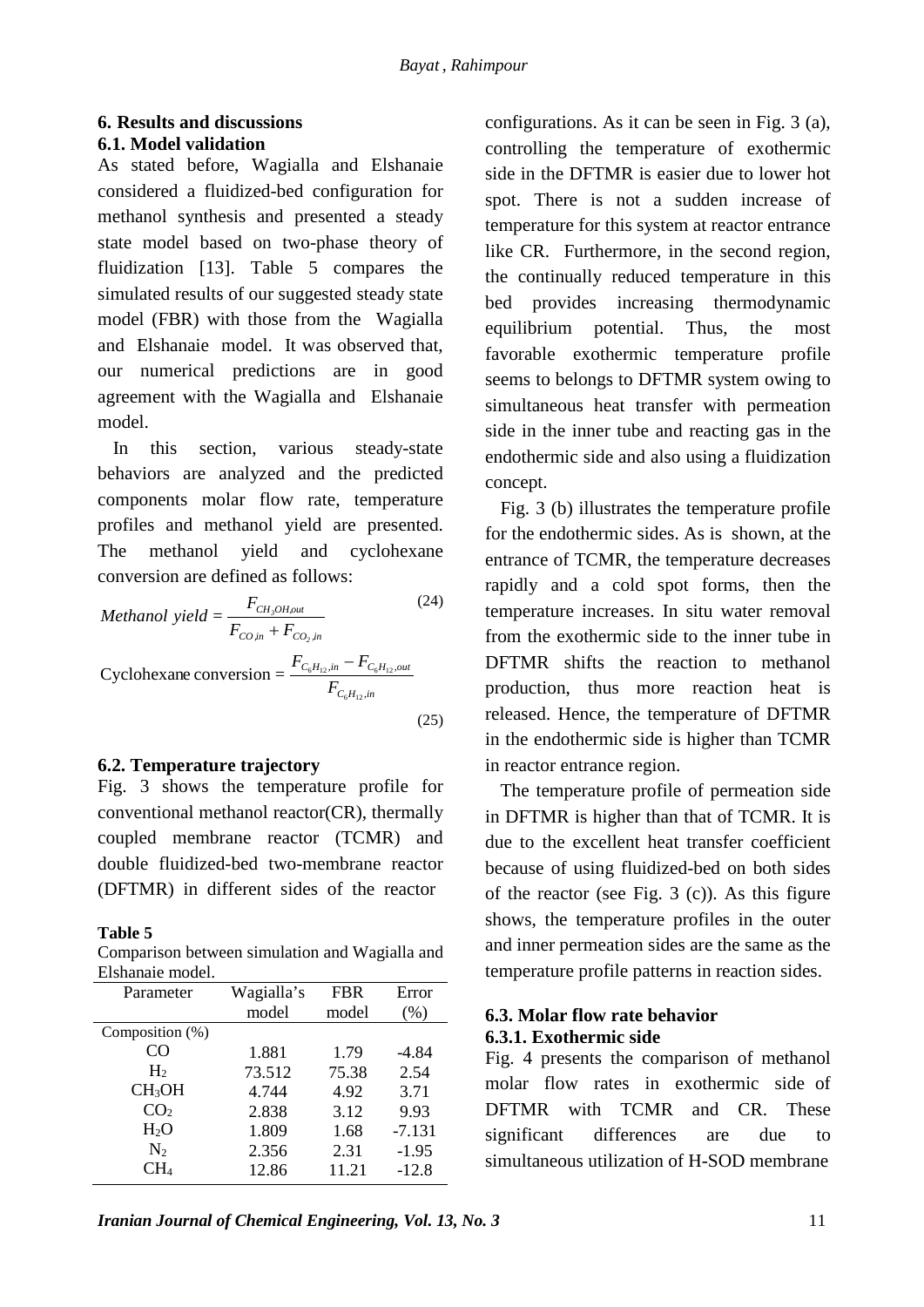## 6. Results and discussions

### 6.1. Model validation

As stated before, Wagialla and Elshanaie considered a fluidized-bed configuration for methanol synthesis and presented a steady state model based on two-phase theory of fluidization [13]. Table 5 compares the simulated results of our suggested steady state model (FBR) with those from the Wagialla and Elshanaie model. It was observed that, our numerical predictions are in good agreement with the Wagialla and Elshanaie model.

In this section, various steady-state behaviors are analyzed and the predicted components molar flow rate, temperature profiles and methanol yield are presented. The methanol yield and cyclohexane conversion are defined as follows:

$$Methanol\ yield = \frac{F_{CH_3OH,out}}{F_{CO,in} + F_{CO_2,in}} \tag{24}$$

$$\text{Cyclohexane conversion} = \frac{F_{C_6H_{12},in} - F_{C_6H_{12},out}}{F_{C_6H_{12},in}} \tag{25}$$

### 6.2. Temperature trajectory

Fig. 3 shows the temperature profile for conventional methanol reactor(CR), thermally coupled membrane reactor (TCMR) and double fluidized-bed two-membrane reactor (DFTMR) in different sides of the reactor configurations. As it can be seen in Fig. 3 (a), controlling the temperature of exothermic side in the DFTMR is easier due to lower hot spot. There is not a sudden increase of temperature for this system at reactor entrance like CR. Furthermore, in the second region, the continually reduced temperature in this bed provides increasing thermodynamic equilibrium potential. Thus, the most favorable exothermic temperature profile seems to belongs to DFTMR system owing to simultaneous heat transfer with permeation side in the inner tube and reacting gas in the endothermic side and also using a fluidization concept.

Fig. 3 (b) illustrates the temperature profile for the endothermic sides. As is shown, at the entrance of TCMR, the temperature decreases rapidly and a cold spot forms, then the temperature increases. In situ water removal from the exothermic side to the inner tube in DFTMR shifts the reaction to methanol production, thus more reaction heat is released. Hence, the temperature of DFTMR in the endothermic side is higher than TCMR in reactor entrance region.

The temperature profile of permeation side in DFTMR is higher than that of TCMR. It is due to the excellent heat transfer coefficient because of using fluidized-bed on both sides of the reactor (see Fig. 3 (c)). As this figure shows, the temperature profiles in the outer and inner permeation sides are the same as the temperature profile patterns in reaction sides.

**Table 5**
Comparison between simulation and Wagialla and Elshanaie model.

| Parameter | Wagialla's model | FBR model | Error (%) |
|---|---|---|---|
| Composition (%) | | | |
| $CO$ | 1.881 | 1.79 | -4.84 |
| $H_2$ | 73.512 | 75.38 | 2.54 |
| $CH_3OH$ | 4.744 | 4.92 | 3.71 |
| $CO_2$ | 2.838 | 3.12 | 9.93 |
| $H_2O$ | 1.809 | 1.68 | -7.131 |
| $N_2$ | 2.356 | 2.31 | -1.95 |
| $CH_4$ | 12.86 | 11.21 | -12.8 |

### 6.3. Molar flow rate behavior

#### 6.3.1. Exothermic side

Fig. 4 presents the comparison of methanol molar flow rates in exothermic side of DFTMR with TCMR and CR. These significant differences are due to simultaneous utilization of H-SOD membrane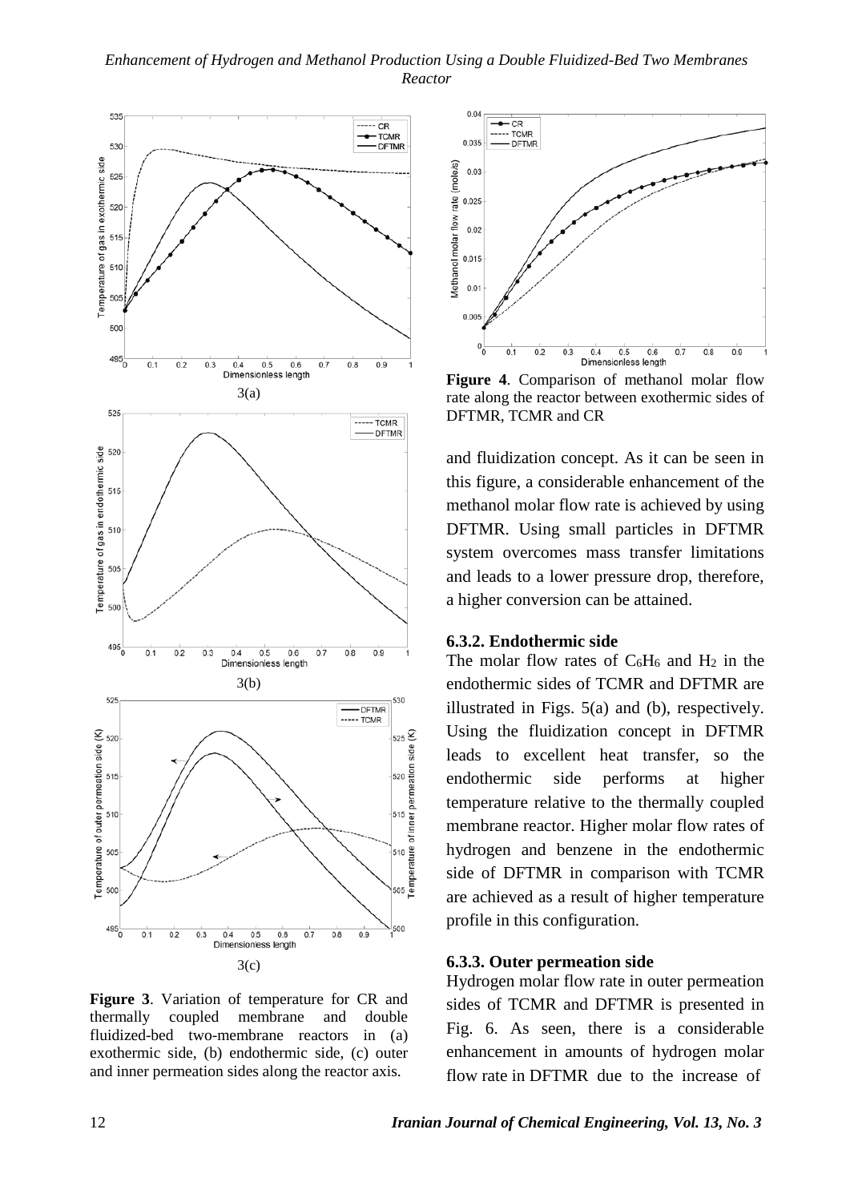3(a)

3(b)

3(c)

**Figure 3**. Variation of temperature for CR and thermally coupled membrane and double fluidized-bed two-membrane reactors in (a) exothermic side, (b) endothermic side, (c) outer and inner permeation sides along the reactor axis.

**Figure 4**. Comparison of methanol molar flow rate along the reactor between exothermic sides of DFTMR, TCMR and CR

and fluidization concept. As it can be seen in this figure, a considerable enhancement of the methanol molar flow rate is achieved by using DFTMR. Using small particles in DFTMR system overcomes mass transfer limitations and leads to a lower pressure drop, therefore, a higher conversion can be attained.

### 6.3.2. Endothermic side

The molar flow rates of $C_6H_6$ and $H_2$ in the endothermic sides of TCMR and DFTMR are illustrated in Figs. 5(a) and (b), respectively. Using the fluidization concept in DFTMR leads to excellent heat transfer, so the endothermic side performs at higher temperature relative to the thermally coupled membrane reactor. Higher molar flow rates of hydrogen and benzene in the endothermic side of DFTMR in comparison with TCMR are achieved as a result of higher temperature profile in this configuration.

### 6.3.3. Outer permeation side

Hydrogen molar flow rate in outer permeation sides of TCMR and DFTMR is presented in Fig. 6. As seen, there is a considerable enhancement in amounts of hydrogen molar flow rate in DFTMR due to the increase of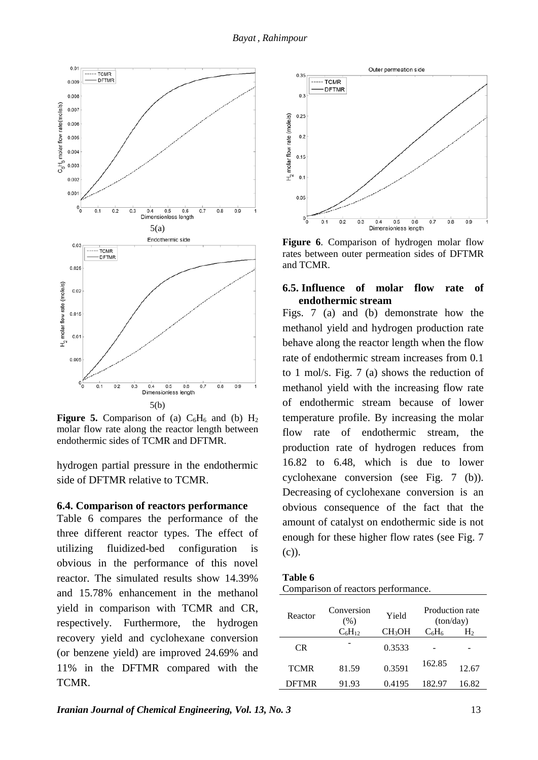5(a)

5(b)

**Figure 5.** Comparison of (a) $C_6H_6$ and (b) $H_2$ molar flow rate along the reactor length between endothermic sides of TCMR and DFTMR.

hydrogen partial pressure in the endothermic side of DFTMR relative to TCMR.

### 6.4. Comparison of reactors performance

Table 6 compares the performance of the three different reactor types. The effect of utilizing fluidized-bed configuration is obvious in the performance of this novel reactor. The simulated results show 14.39% and 15.78% enhancement in the methanol yield in comparison with TCMR and CR, respectively. Furthermore, the hydrogen recovery yield and cyclohexane conversion (or benzene yield) are improved 24.69% and 11% in the DFTMR compared with the TCMR.

**Figure 6**. Comparison of hydrogen molar flow rates between outer permeation sides of DFTMR and TCMR.

### 6.5. Influence of molar flow rate of endothermic stream

Figs. 7 (a) and (b) demonstrate how the methanol yield and hydrogen production rate behave along the reactor length when the flow rate of endothermic stream increases from 0.1 to 1 mol/s. Fig. 7 (a) shows the reduction of methanol yield with the increasing flow rate of endothermic stream because of lower temperature profile. By increasing the molar flow rate of endothermic stream, the production rate of hydrogen reduces from 16.82 to 6.48, which is due to lower cyclohexane conversion (see Fig. 7 (b)). Decreasing of cyclohexane conversion is an obvious consequence of the fact that the amount of catalyst on endothermic side is not enough for these higher flow rates (see Fig. 7 (c)).

**Table 6**
Comparison of reactors performance.

| Reactor | Conversion (%) | Yield | Production rate (ton/day) | |
|---|---|---|---|---|
| | $C_6H_{12}$ | $CH_3OH$ | $C_6H_6$ | $H_2$ |
| CR | - | 0.3533 | - | - |
| TCMR | 81.59 | 0.3591 | 162.85 | 12.67 |
| DFTMR | 91.93 | 0.4195 | 182.97 | 16.82 |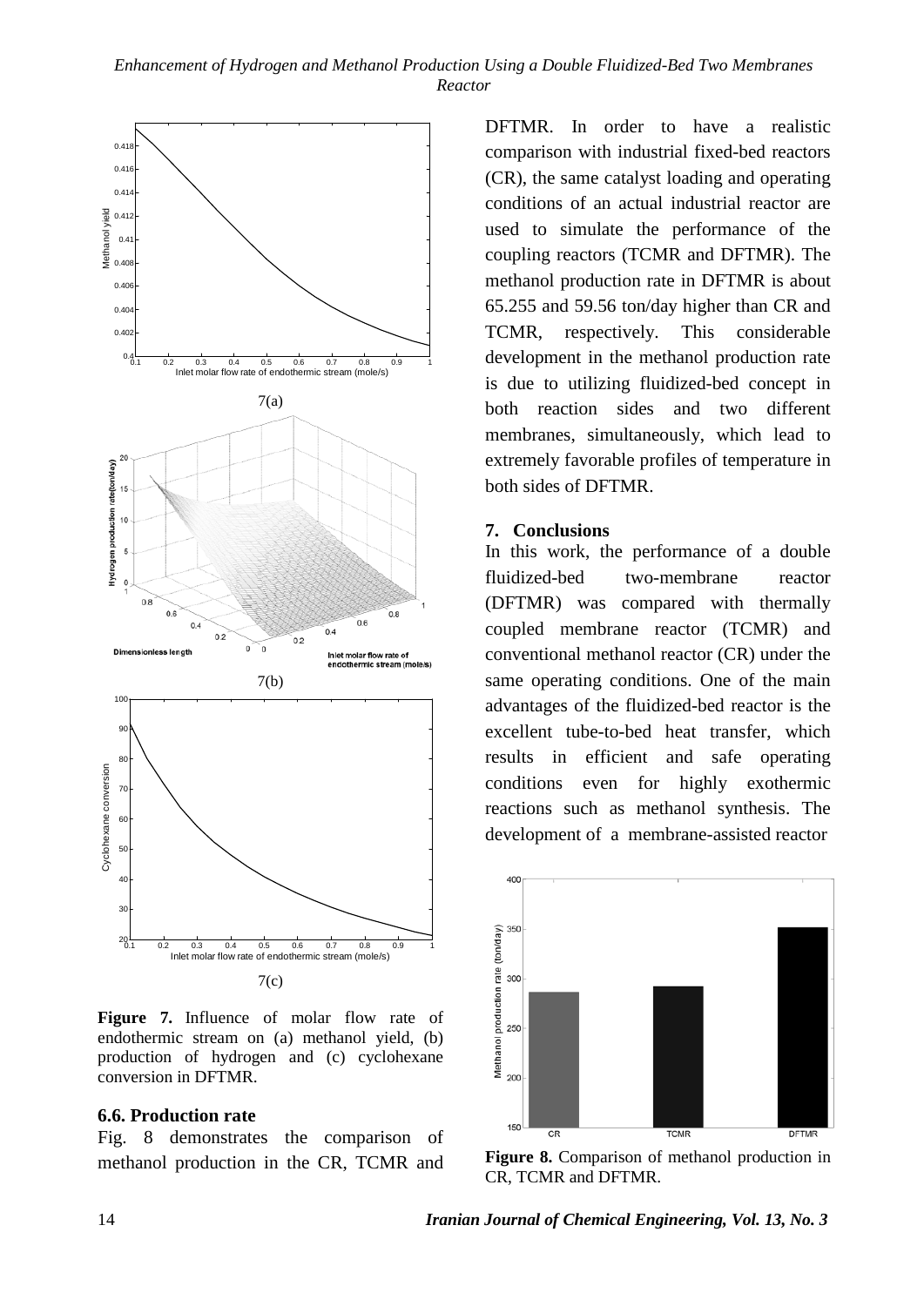7(a)

7(b)

7(c)

**Figure 7.** Influence of molar flow rate of endothermic stream on (a) methanol yield, (b) production of hydrogen and (c) cyclohexane conversion in DFTMR.

### 6.6. Production rate

Fig. 8 demonstrates the comparison of methanol production in the CR, TCMR and DFTMR. In order to have a realistic comparison with industrial fixed-bed reactors (CR), the same catalyst loading and operating conditions of an actual industrial reactor are used to simulate the performance of the coupling reactors (TCMR and DFTMR). The methanol production rate in DFTMR is about 65.255 and 59.56 ton/day higher than CR and TCMR, respectively. This considerable development in the methanol production rate is due to utilizing fluidized-bed concept in both reaction sides and two different membranes, simultaneously, which lead to extremely favorable profiles of temperature in both sides of DFTMR.

## 7. Conclusions

In this work, the performance of a double fluidized-bed two-membrane reactor (DFTMR) was compared with thermally coupled membrane reactor (TCMR) and conventional methanol reactor (CR) under the same operating conditions. One of the main advantages of the fluidized-bed reactor is the excellent tube-to-bed heat transfer, which results in efficient and safe operating conditions even for highly exothermic reactions such as methanol synthesis. The development of a membrane-assisted reactor

**Figure 8.** Comparison of methanol production in CR, TCMR and DFTMR.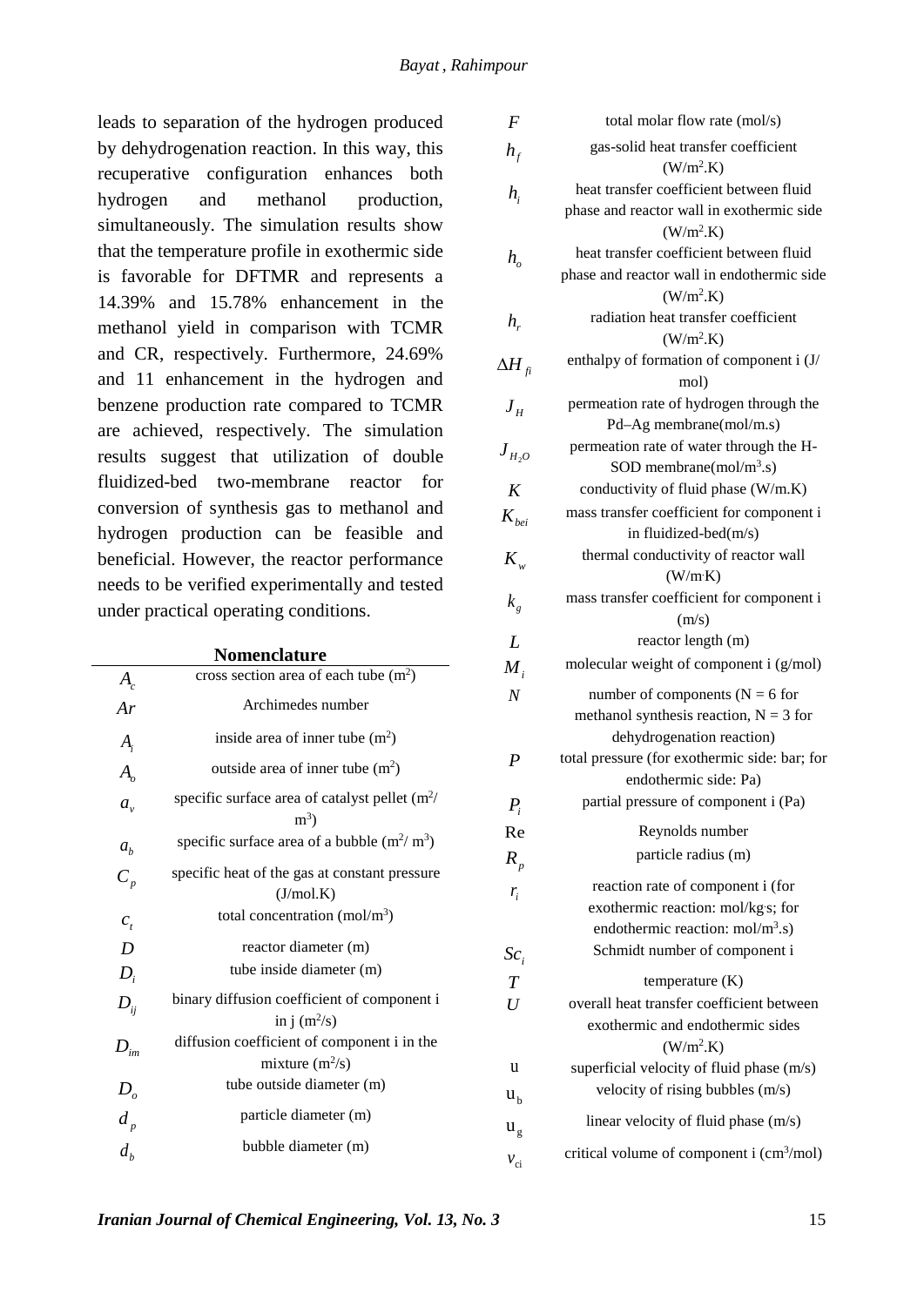leads to separation of the hydrogen produced by dehydrogenation reaction. In this way, this recuperative configuration enhances both hydrogen and methanol production, simultaneously. The simulation results show that the temperature profile in exothermic side is favorable for DFTMR and represents a 14.39% and 15.78% enhancement in the methanol yield in comparison with TCMR and CR, respectively. Furthermore, 24.69% and 11 enhancement in the hydrogen and benzene production rate compared to TCMR are achieved, respectively. The simulation results suggest that utilization of double fluidized-bed two-membrane reactor for conversion of synthesis gas to methanol and hydrogen production can be feasible and beneficial. However, the reactor performance needs to be verified experimentally and tested under practical operating conditions.

## Nomenclature

| | |
|---|---|
| $A_c$ | cross section area of each tube ($m^2$) |
| $Ar$ | Archimedes number |
| $A_i$ | inside area of inner tube ($m^2$) |
| $A_o$ | outside area of inner tube ($m^2$) |
| $a_v$ | specific surface area of catalyst pellet ($m^2/m^3$) |
| $a_b$ | specific surface area of a bubble ($m^2/m^3$) |
| $C_p$ | specific heat of the gas at constant pressure (J/mol.K) |
| $c_t$ | total concentration ($mol/m^3$) |
| $D$ | reactor diameter (m) |
| $D_i$ | tube inside diameter (m) |
| $D_{ij}$ | binary diffusion coefficient of component i in j ($m^2/s$) |
| $D_{im}$ | diffusion coefficient of component i in the mixture ($m^2/s$) |
| $D_o$ | tube outside diameter (m) |
| $d_p$ | particle diameter (m) |
| $d_b$ | bubble diameter (m) |
| $F$ | total molar flow rate (mol/s) |
| $h_f$ | gas-solid heat transfer coefficient ($W/m^2.K$) |
| $h_i$ | heat transfer coefficient between fluid phase and reactor wall in exothermic side ($W/m^2.K$) |
| $h_o$ | heat transfer coefficient between fluid phase and reactor wall in endothermic side ($W/m^2.K$) |
| $h_r$ | radiation heat transfer coefficient ($W/m^2.K$) |
| $\Delta H_{fi}$ | enthalpy of formation of component i (J/mol) |
| $J_H$ | permeation rate of hydrogen through the Pd–Ag membrane(mol/m.s) |
| $J_{H_2O}$ | permeation rate of water through the H-SOD membrane($mol/m^3.s$) |
| $K$ | conductivity of fluid phase (W/m.K) |
| $K_{bei}$ | mass transfer coefficient for component i in fluidized-bed(m/s) |
| $K_w$ | thermal conductivity of reactor wall (W/m·K) |
| $k_g$ | mass transfer coefficient for component i (m/s) |
| $L$ | reactor length (m) |
| $M_i$ | molecular weight of component i (g/mol) |
| $N$ | number of components (N = 6 for methanol synthesis reaction, N = 3 for dehydrogenation reaction) |
| $P$ | total pressure (for exothermic side: bar; for endothermic side: Pa) |
| $P_i$ | partial pressure of component i (Pa) |
| Re | Reynolds number |
| $R_p$ | particle radius (m) |
| $r_i$ | reaction rate of component i (for exothermic reaction: mol/kg·s; for endothermic reaction: $mol/m^3.s$) |
| $Sc_i$ | Schmidt number of component i |
| $T$ | temperature (K) |
| $U$ | overall heat transfer coefficient between exothermic and endothermic sides ($W/m^2.K$) |
| u | superficial velocity of fluid phase (m/s) |
| $u_b$ | velocity of rising bubbles (m/s) |
| $u_g$ | linear velocity of fluid phase (m/s) |
| $v_{ci}$ | critical volume of component i ($cm^3/mol$) |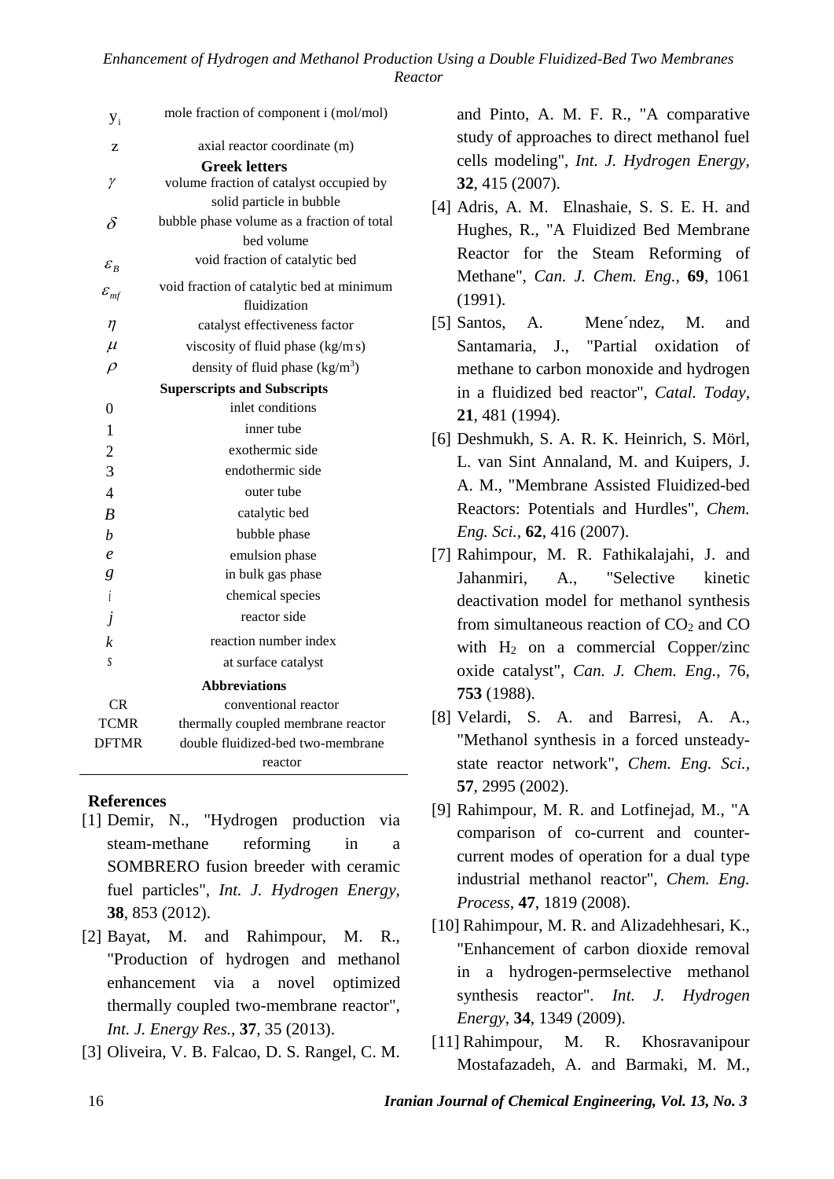| | |
|---|---|
| $y_i$ | mole fraction of component i (mol/mol) |
| z | axial reactor coordinate (m) |
| **Greek letters** | |
| $\gamma$ | volume fraction of catalyst occupied by solid particle in bubble |
| $\delta$ | bubble phase volume as a fraction of total bed volume |
| $\varepsilon_B$ | void fraction of catalytic bed |
| $\varepsilon_{mf}$ | void fraction of catalytic bed at minimum fluidization |
| $\eta$ | catalyst effectiveness factor |
| $\mu$ | viscosity of fluid phase (kg/m.s) |
| $\rho$ | density of fluid phase (kg/m$^3$) |
| **Superscripts and Subscripts** | |
| 0 | inlet conditions |
| 1 | inner tube |
| 2 | exothermic side |
| 3 | endothermic side |
| 4 | outer tube |
| *B* | catalytic bed |
| *b* | bubble phase |
| *e* | emulsion phase |
| *g* | in bulk gas phase |
| *i* | chemical species |
| *j* | reactor side |
| *k* | reaction number index |
| *s* | at surface catalyst |
| **Abbreviations** | |
| CR | conventional reactor |
| TCMR | thermally coupled membrane reactor |
| DFTMR | double fluidized-bed two-membrane reactor |

## References

[1] Demir, N., "Hydrogen production via steam-methane reforming in a SOMBRERO fusion breeder with ceramic fuel particles", *Int. J. Hydrogen Energy*, **38**, 853 (2012).

[2] Bayat, M. and Rahimpour, M. R., "Production of hydrogen and methanol enhancement via a novel optimized thermally coupled two-membrane reactor", *Int. J. Energy Res.*, **37**, 35 (2013).

[3] Oliveira, V. B. Falcao, D. S. Rangel, C. M. and Pinto, A. M. F. R., "A comparative study of approaches to direct methanol fuel cells modeling", *Int. J. Hydrogen Energy*, **32**, 415 (2007).

[4] Adris, A. M. Elnashaie, S. S. E. H. and Hughes, R., "A Fluidized Bed Membrane Reactor for the Steam Reforming of Methane", *Can. J. Chem. Eng.*, **69**, 1061 (1991).

[5] Santos, A. Mene´ndez, M. and Santamaria, J., "Partial oxidation of methane to carbon monoxide and hydrogen in a fluidized bed reactor", *Catal. Today*, **21**, 481 (1994).

[6] Deshmukh, S. A. R. K. Heinrich, S. Mörl, L. van Sint Annaland, M. and Kuipers, J. A. M., "Membrane Assisted Fluidized-bed Reactors: Potentials and Hurdles", *Chem. Eng. Sci.*, **62**, 416 (2007).

[7] Rahimpour, M. R. Fathikalajahi, J. and Jahanmiri, A., "Selective kinetic deactivation model for methanol synthesis from simultaneous reaction of $CO_2$ and CO with $H_2$ on a commercial Copper/zinc oxide catalyst", *Can. J. Chem. Eng.*, 76, **753** (1988).

[8] Velardi, S. A. and Barresi, A. A., "Methanol synthesis in a forced unsteady-state reactor network", *Chem. Eng. Sci.*, **57**, 2995 (2002).

[9] Rahimpour, M. R. and Lotfinejad, M., "A comparison of co-current and counter-current modes of operation for a dual type industrial methanol reactor", *Chem. Eng. Process*, **47**, 1819 (2008).

[10] Rahimpour, M. R. and Alizadehhesari, K., "Enhancement of carbon dioxide removal in a hydrogen-permselective methanol synthesis reactor". *Int. J. Hydrogen Energy*, **34**, 1349 (2009).

[11] Rahimpour, M. R. Khosravanipour Mostafazadeh, A. and Barmaki, M. M.,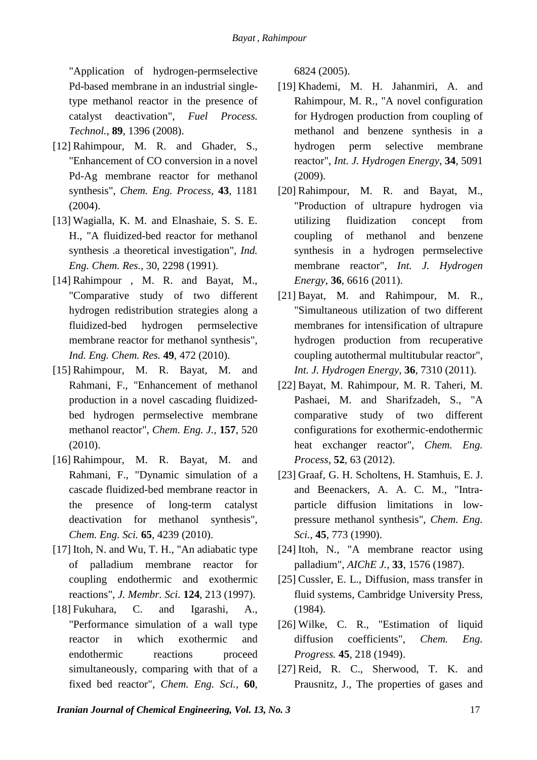"Application of hydrogen-permselective Pd-based membrane in an industrial single-type methanol reactor in the presence of catalyst deactivation", *Fuel Process. Technol.*, **89**, 1396 (2008).

[12] Rahimpour, M. R. and Ghader, S., "Enhancement of CO conversion in a novel Pd-Ag membrane reactor for methanol synthesis", *Chem. Eng. Process,* **43**, 1181 (2004).

[13] Wagialla, K. M. and Elnashaie, S. S. E. H., "A fluidized-bed reactor for methanol synthesis .a theoretical investigation", *Ind. Eng. Chem. Res.*, 30, 2298 (1991).

[14] Rahimpour , M. R. and Bayat, M., "Comparative study of two different hydrogen redistribution strategies along a fluidized-bed hydrogen permselective membrane reactor for methanol synthesis", *Ind. Eng. Chem. Res.* **49**, 472 (2010).

[15] Rahimpour, M. R. Bayat, M. and Rahmani, F., "Enhancement of methanol production in a novel cascading fluidized-bed hydrogen permselective membrane methanol reactor", *Chem. Eng. J.,* **157**, 520 (2010).

[16] Rahimpour, M. R. Bayat, M. and Rahmani, F., "Dynamic simulation of a cascade fluidized-bed membrane reactor in the presence of long-term catalyst deactivation for methanol synthesis", *Chem. Eng. Sci.* **65**, 4239 (2010).

[17] Itoh, N. and Wu, T. H., "An adiabatic type of palladium membrane reactor for coupling endothermic and exothermic reactions", *J. Membr. Sci.* **124**, 213 (1997).

[18] Fukuhara, C. and Igarashi, A., "Performance simulation of a wall type reactor in which exothermic and endothermic reactions proceed simultaneously, comparing with that of a fixed bed reactor", *Chem. Eng. Sci.,* **60**, 6824 (2005).

[19] Khademi, M. H. Jahanmiri, A. and Rahimpour, M. R., "A novel configuration for Hydrogen production from coupling of methanol and benzene synthesis in a hydrogen perm selective membrane reactor", *Int. J. Hydrogen Energy*, **34**, 5091 (2009).

[20] Rahimpour, M. R. and Bayat, M., "Production of ultrapure hydrogen via utilizing fluidization concept from coupling of methanol and benzene synthesis in a hydrogen permselective membrane reactor", *Int. J. Hydrogen Energy*, **36**, 6616 (2011).

[21] Bayat, M. and Rahimpour, M. R., "Simultaneous utilization of two different membranes for intensification of ultrapure hydrogen production from recuperative coupling autothermal multitubular reactor", *Int. J. Hydrogen Energy*, **36**, 7310 (2011).

[22] Bayat, M. Rahimpour, M. R. Taheri, M. Pashaei, M. and Sharifzadeh, S., "A comparative study of two different configurations for exothermic-endothermic heat exchanger reactor", *Chem. Eng. Process*, **52**, 63 (2012).

[23] Graaf, G. H. Scholtens, H. Stamhuis, E. J. and Beenackers, A. A. C. M., "Intra-particle diffusion limitations in low-pressure methanol synthesis", *Chem. Eng. Sci.*, **45**, 773 (1990).

[24] Itoh, N., "A membrane reactor using palladium", *AIChE J.,* **33**, 1576 (1987).

[25] Cussler, E. L., Diffusion, mass transfer in fluid systems, Cambridge University Press, (1984).

[26] Wilke, C. R., "Estimation of liquid diffusion coefficients", *Chem. Eng. Progress.* **45**, 218 (1949).

[27] Reid, R. C., Sherwood, T. K. and Prausnitz, J., The properties of gases and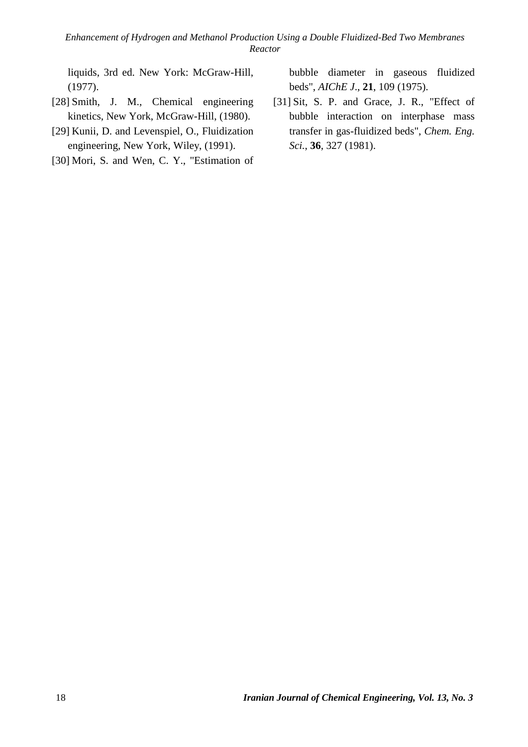liquids, 3rd ed. New York: McGraw-Hill, (1977).

[28] Smith, J. M., Chemical engineering kinetics, New York, McGraw-Hill, (1980).

[29] Kunii, D. and Levenspiel, O., Fluidization engineering, New York, Wiley, (1991).

[30] Mori, S. and Wen, C. Y., "Estimation of bubble diameter in gaseous fluidized beds", *AIChE J*., **21**, 109 (1975).

[31] Sit, S. P. and Grace, J. R., "Effect of bubble interaction on interphase mass transfer in gas-fluidized beds", *Chem. Eng. Sci.*, **36**, 327 (1981).